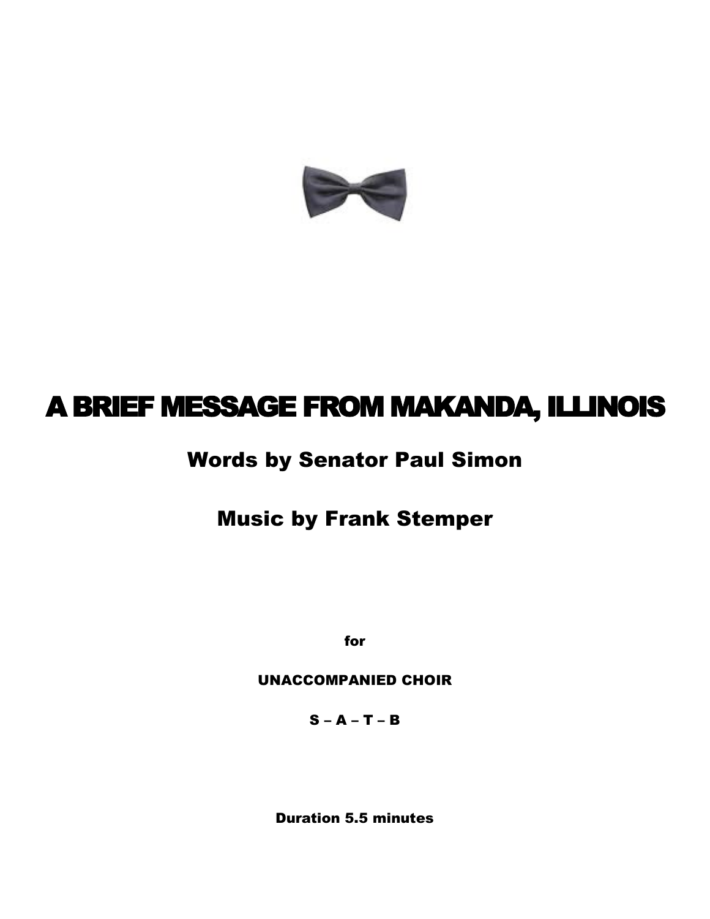# A BRIEF MESSAGE FROM MAKANDA, ILLINOIS

## Words by Senator Paul Simon

## Music by Frank Stemper

**for**

**UNACCOMPANIED CHOIR**

**S – A – T – B**

**Duration 5.5 minutes**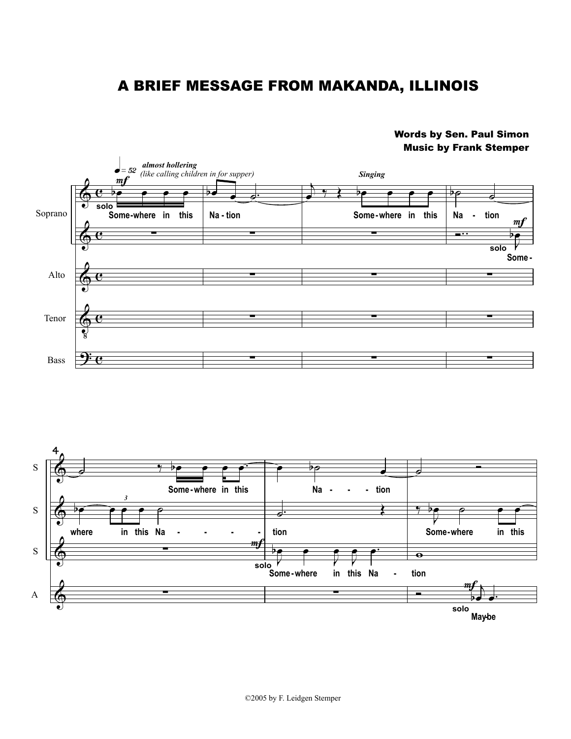# A BRIEF MESSAGE FROM MAKANDA, ILLINOIS

**Words by Sen. Paul Simon**
**Music by Frank Stemper**

©2005 by F. Leidgen Stemper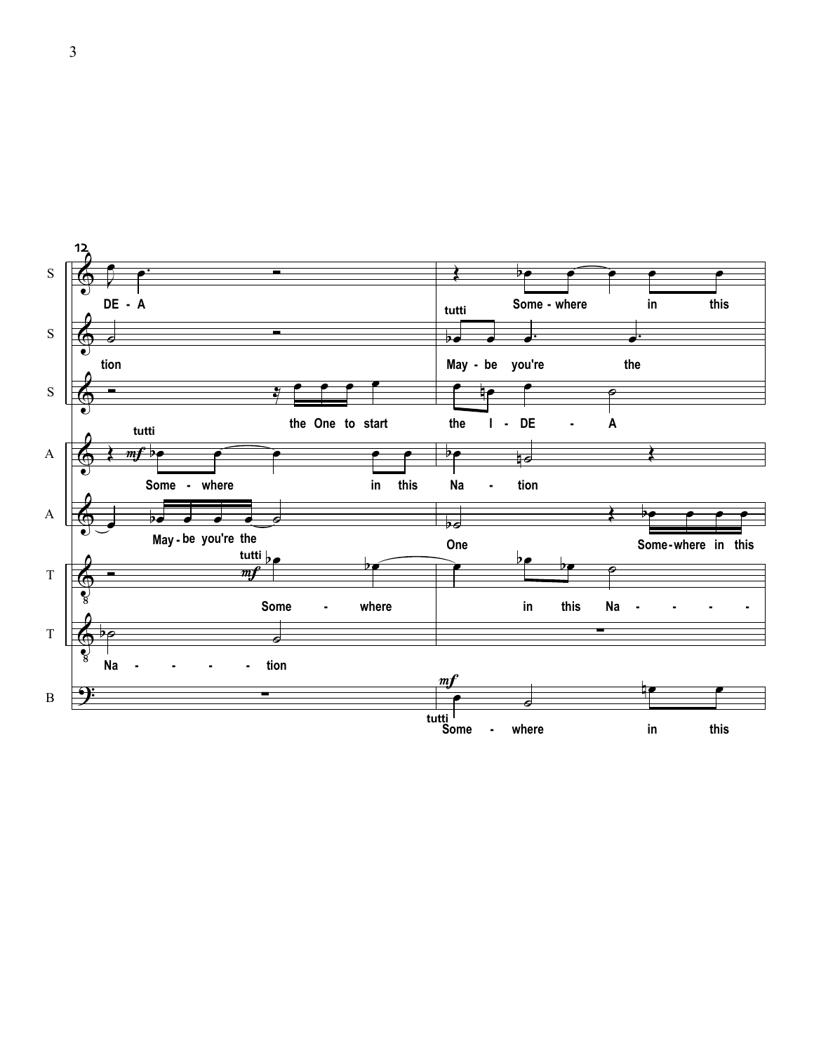12

S: DE - A | Some - where in this

S: tion | tutti May - be you're the

S: the One to start | the I - DE - A

A: tutti *mf* Some - where in this | Na - tion

A: May - be you're the | One Some - where in this

T: tutti *mf* Some - where | in this Na - - - -

T: Na - - - - - tion

B: *mf* tutti Some - where in this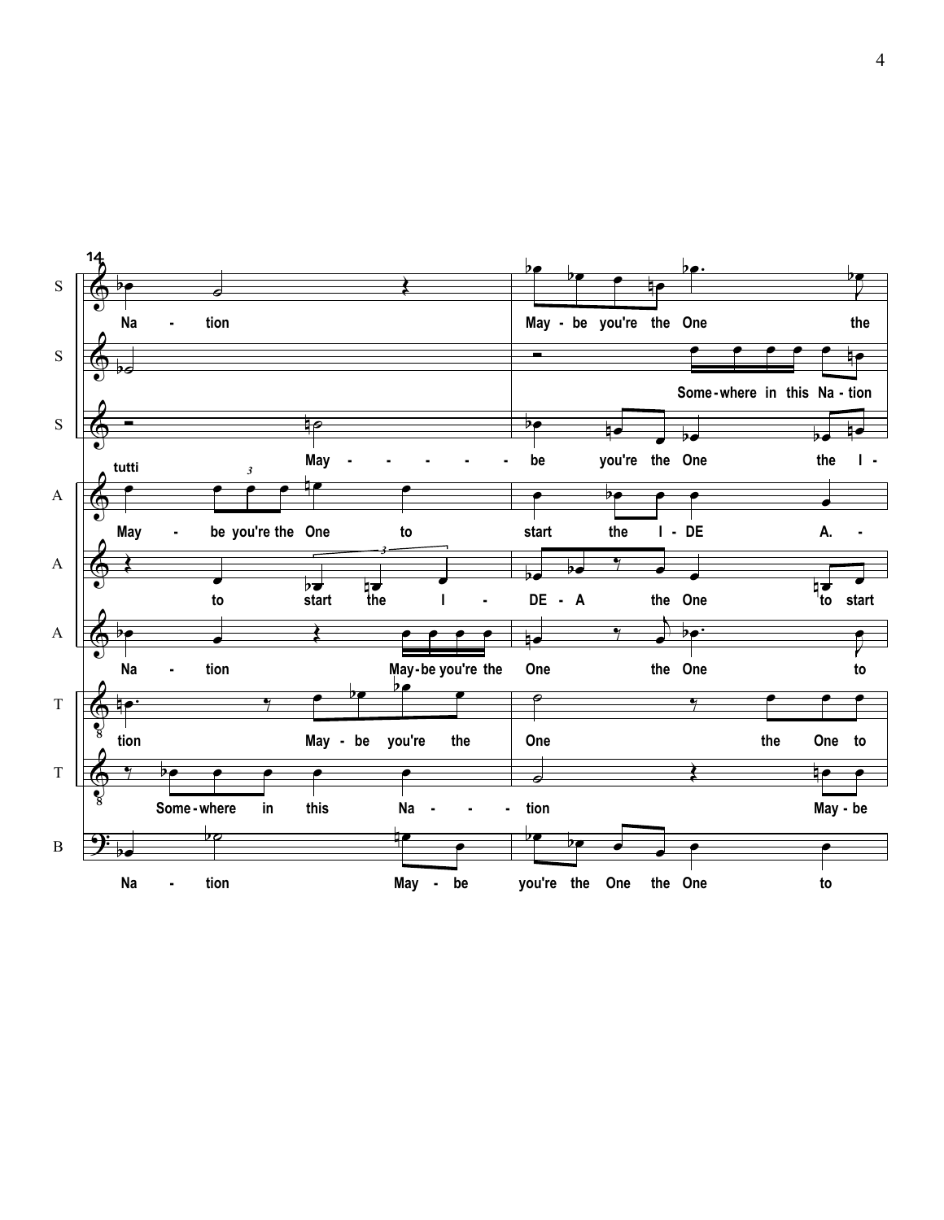14

S: Na - tion | May - be you're the One the

S: | Some - where in this Na - tion

S: May - - - - - - be you're the One the I -

tutti

A: May - be you're the One to | start the I - DE A. -

A: to start the I - | DE - A the One to start

A: Na - tion May - be you're the | One the One to

T: tion May - be you're the | One the One to

T: Some - where in this Na - - - | tion May - be

B: Na - tion May - be | you're the One the One to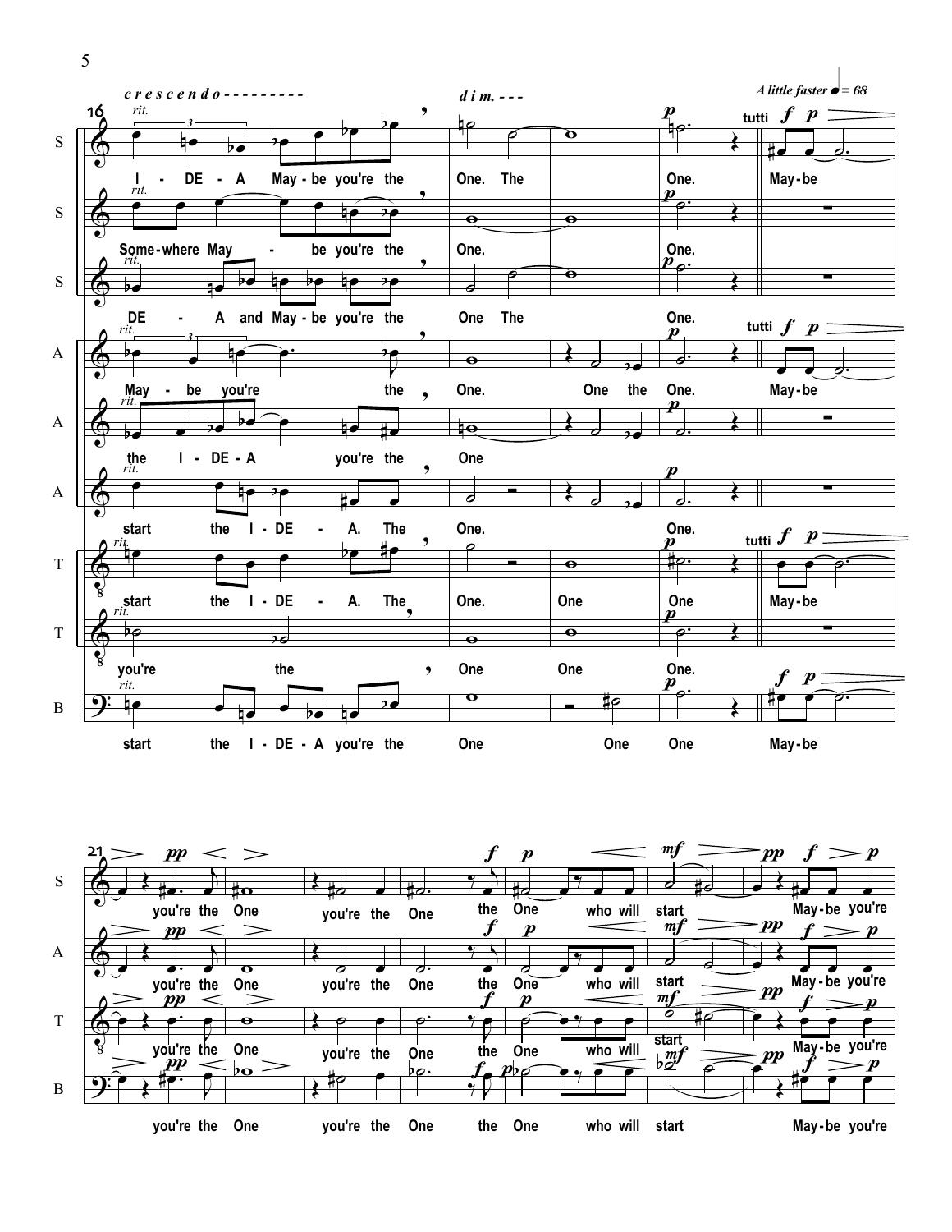*crescendo - - - - - - - - -* *dim. - - -* *A little faster* ♩ = 68

16

S: I - DE - A May-be you're the One. The One. May-be

S: Some-where May - be you're the One. One.

S: DE - A and May-be you're the One The One.

A: May - be you're the One. One the One. May-be

A: the I - DE - A you're the One

A: start the I - DE - A. The One. One.

T: start the I - DE - A. The One. One One May-be

T: you're the One One One.

B: start the I - DE - A you're the One One One May-be

21

S: you're the One you're the One the One who will start May-be you're

A: you're the One you're the One the One who will start May-be you're

T: you're the One you're the One the One who will start May-be you're

B: you're the One you're the One the One who will start May-be you're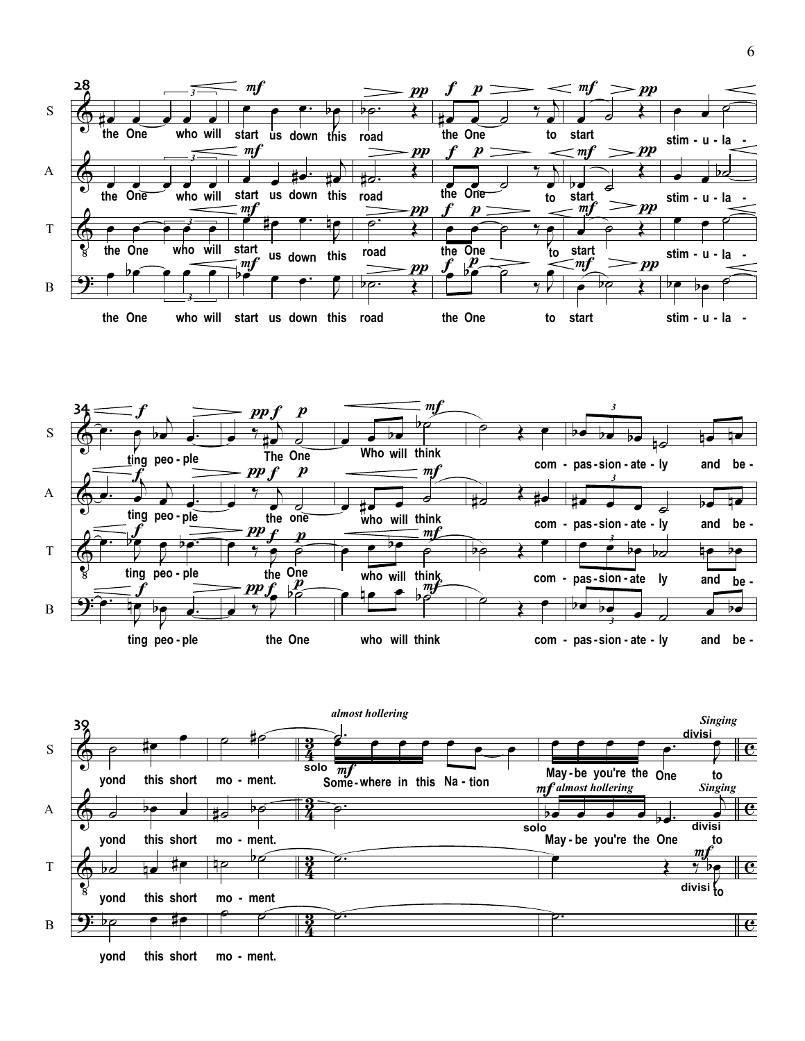S: the One who will start us down this road the One to start stim - u - la - ting peo - ple The One Who will think com - pas - sion - ate - ly and be - yond this short mo - ment. Some - where in this Na - tion May - be you're the One to

A: the One who will start us down this road the One to start stim - u - la - ting peo - ple the one who will think com - pas - sion - ate - ly and be - yond this short mo - ment. May - be you're the One to

T: the One who will start us down this road the One to start stim - u - la - ting peo - ple the One who will think com - pas - sion - ate ly and be - yond this short mo - ment to

B: the One who will start us down this road the One to start stim - u - la - ting peo - ple the One who will think com - pas - sion - ate - ly and be - yond this short mo - ment.

*almost hollering* — solo (S, A)

*Singing* — divisi (S, A, T)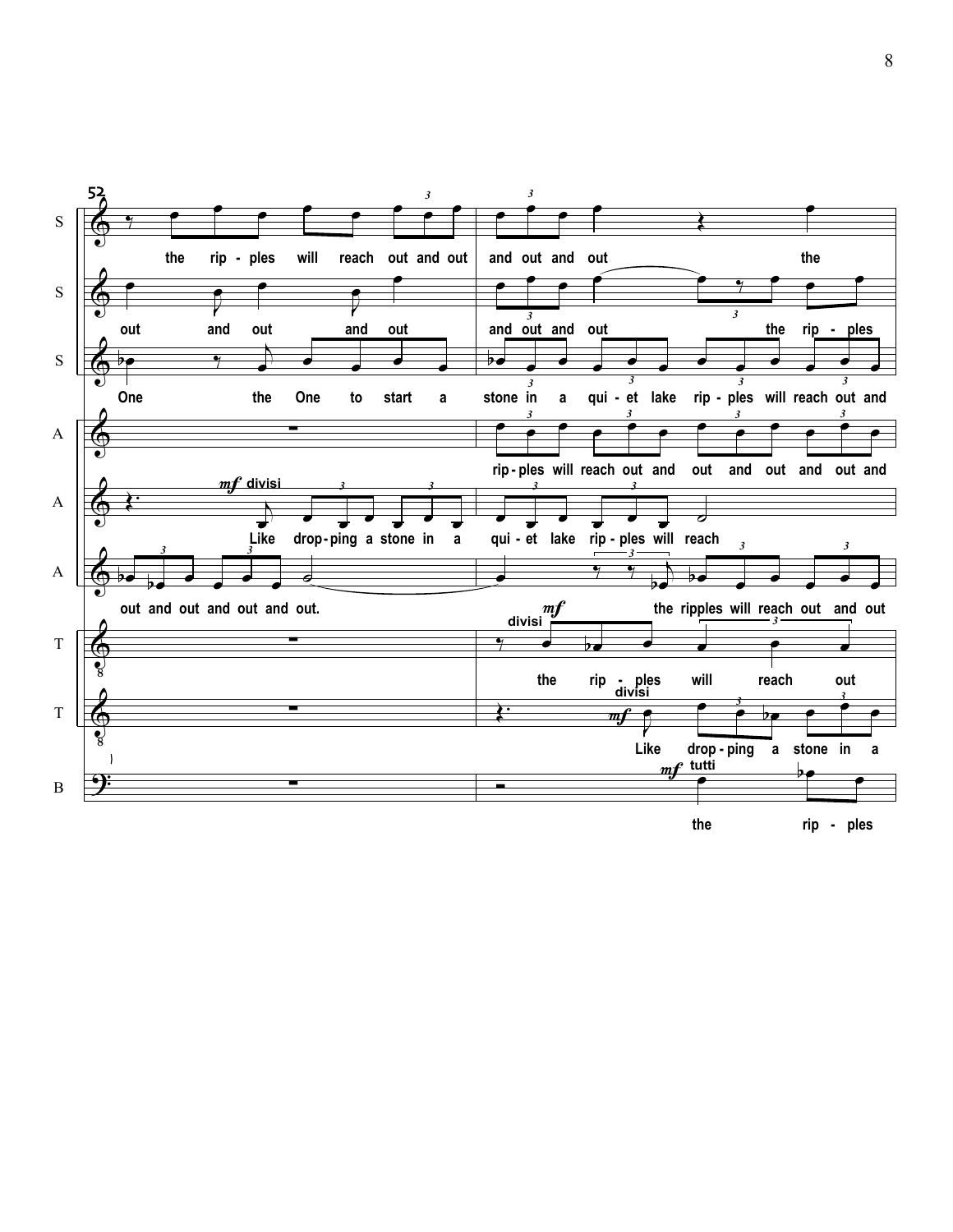52

S: the rip - ples will reach out and out | and out and out the

S: out and out and out | and out and out the rip - ples

S: One the One to start a | stone in a qui - et lake rip - ples will reach out and

A: rip - ples will reach out and out and out and out and

A: *mf* divisi Like drop - ping a stone in a | qui - et lake rip - ples will reach

A: out and out and out and out. | the ripples will reach out and out

T: *mf* divisi the rip - ples will reach out

T: *mf* divisi Like drop - ping a stone in a

B: *mf* tutti the rip - ples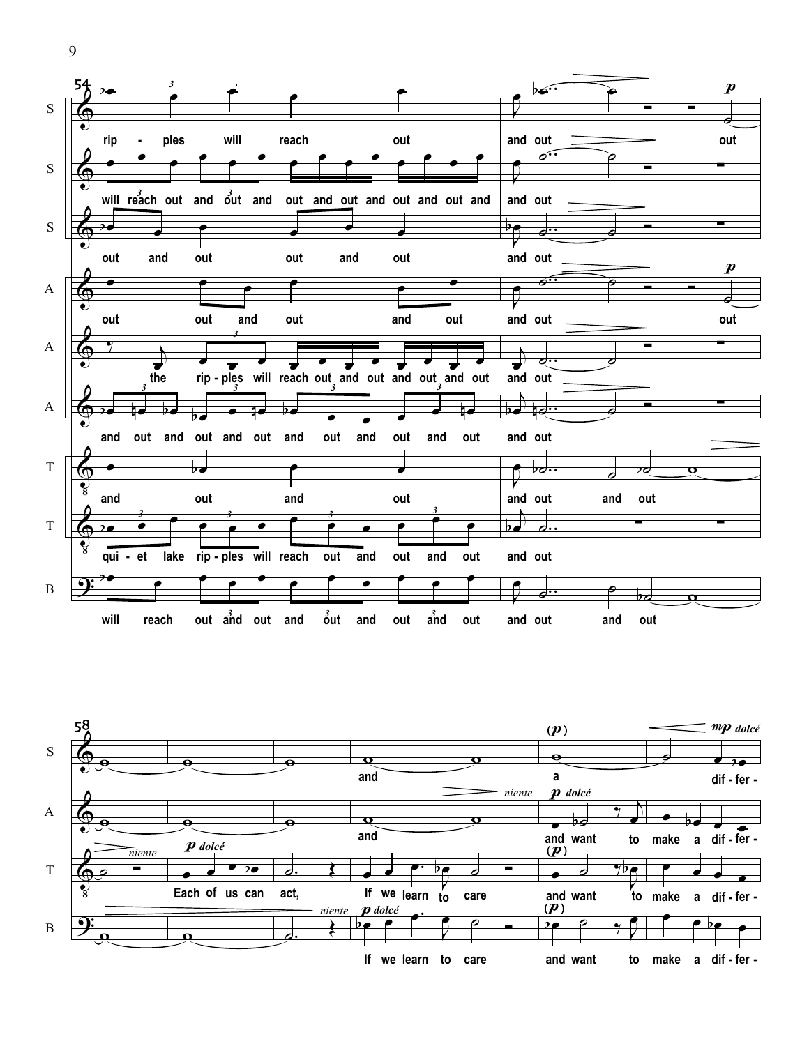**54**

S: rip - ples will reach out and out out

S: will reach out and out and out and out and out and out and out and out

S: out and out out and out and out

A: out out and out and out and out out

A: the rip - ples will reach out and out and out and out and out

A: and out and out and out and out and out and out and out

T: and out and out and out and out

T: qui - et lake rip - ples will reach out and out and out and out

B: will reach out and out and out and out and out and out and out

**58**

S: and a dif - fer -

A: and and want to make a dif - fer -

T: Each of us can act, If we learn to care and want to make a dif - fer -

B: If we learn to care and want to make a dif - fer -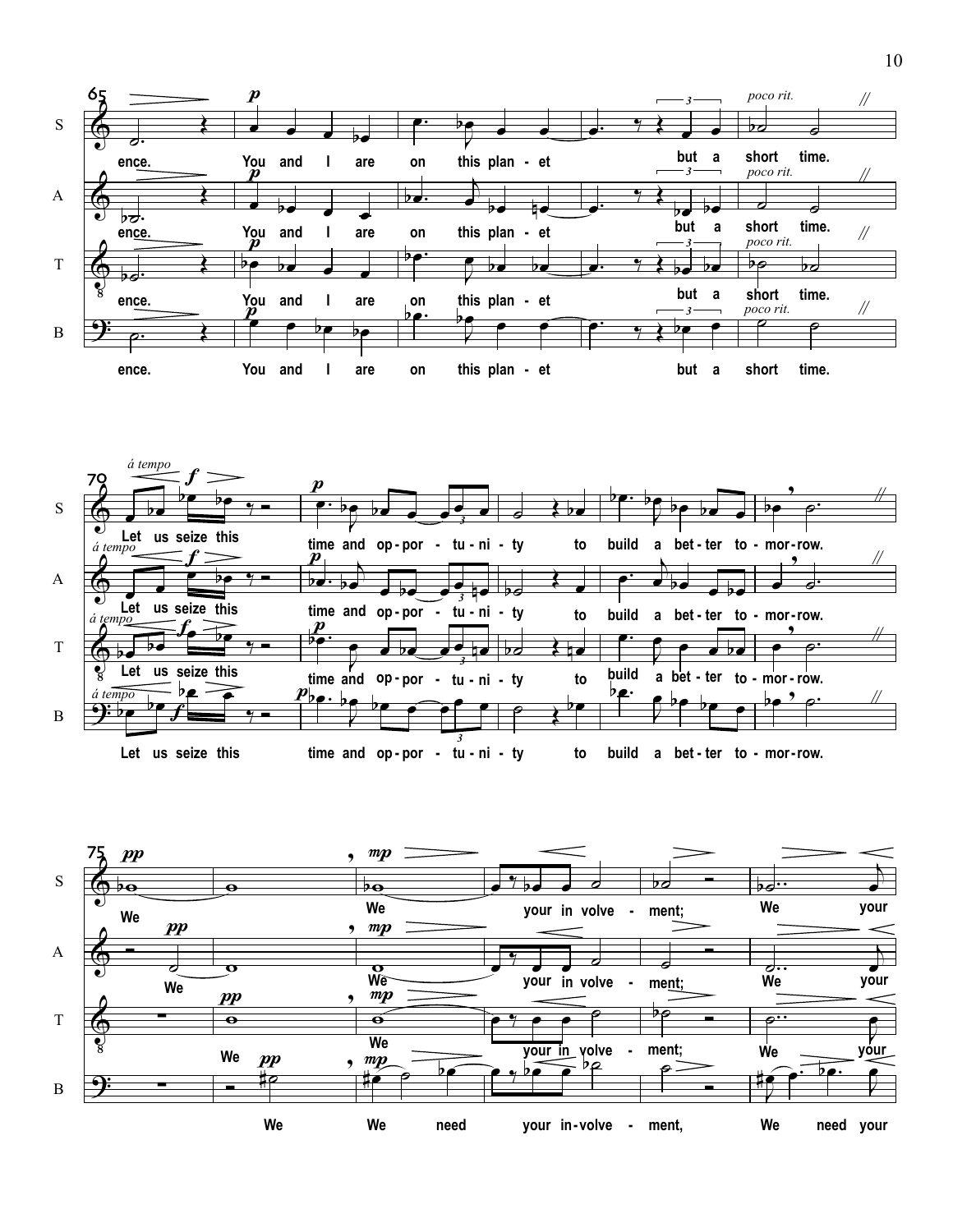**65**

S: ence. You and I are on this plan - et but a short time. *poco rit.*

A: ence. You and I are on this plan - et but a short time. *poco rit.*

T: ence. You and I are on this plan - et but a short time. *poco rit.*

B: ence. You and I are on this plan - et but a short time. *poco rit.*

**70** *á tempo*

S: Let us seize this time and op - por - tu - ni - ty to build a bet - ter to - mor - row.

A: Let us seize this time and op - por - tu - ni - ty to build a bet - ter to - mor - row.

T: Let us seize this time and op - por - tu - ni - ty to build a bet - ter to - mor - row.

B: Let us seize this time and op - por - tu - ni - ty to build a bet - ter to - mor - row.

**75**

S: We We your in volve - ment; We your

A: We We your in volve - ment; We your

T: We We your in volve - ment; We your

B: We We need your in - volve - ment, We need your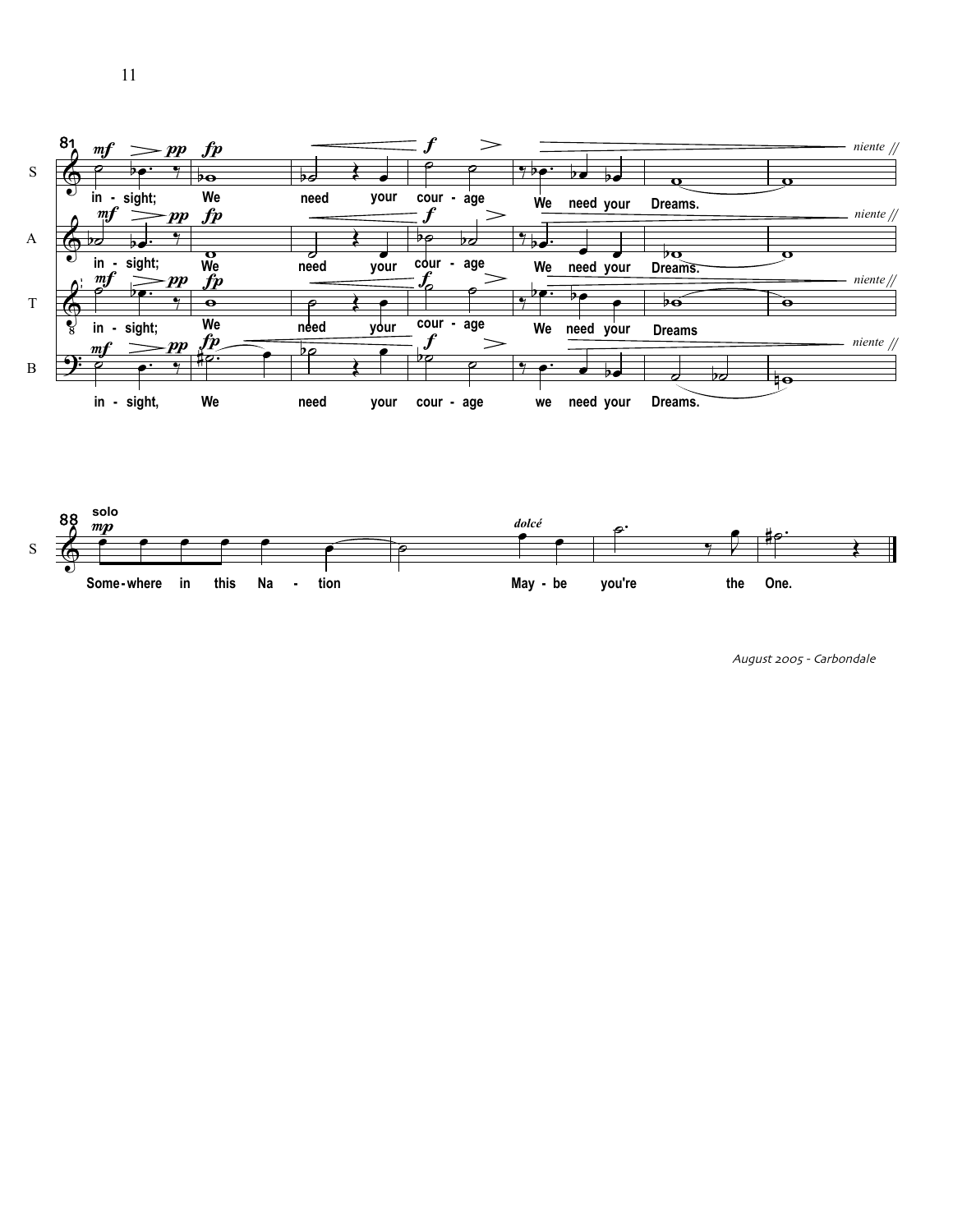*August 2005 - Carbondale*